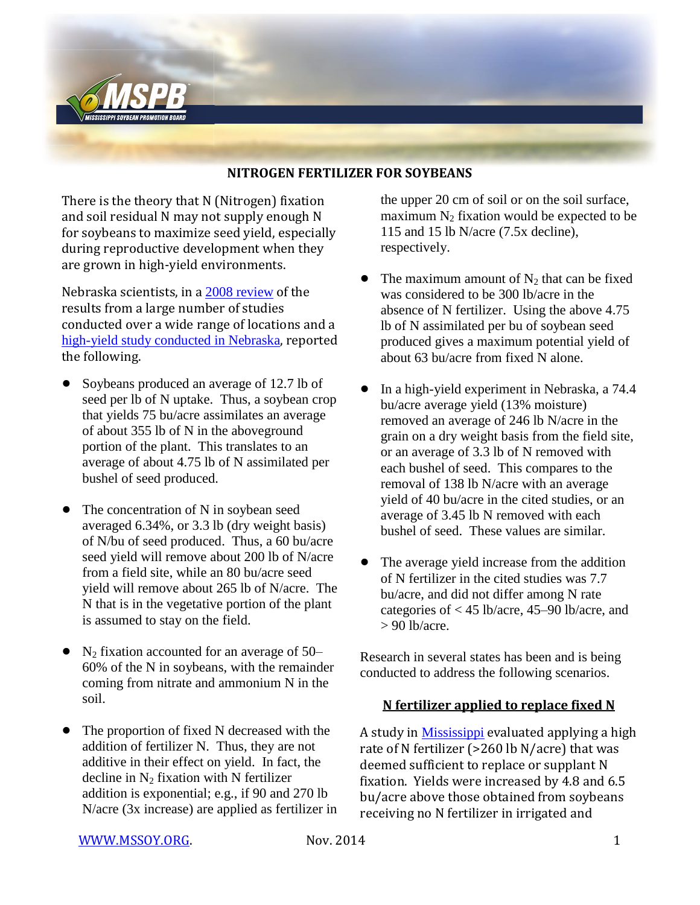## NITROGEN FERTILIZER FOR SOYBEANS

There is the theory that N (Nitrogen) fixation and soil residual N may not supply enough N for soybeans to maximize seed yield, especially during reproductive development when they are grown in high-yield environments.

Nebraska scientists, in a 2008 review of the results from a large number of studies conducted over a wide range of locations and a high-yield study conducted in Nebraska, reported the following.

- Soybeans produced an average of 12.7 lb of seed per lb of N uptake. Thus, a soybean crop that yields 75 bu/acre assimilates an average of about 355 lb of N in the aboveground portion of the plant. This translates to an average of about 4.75 lb of N assimilated per bushel of seed produced.
- The concentration of N in soybean seed averaged 6.34%, or 3.3 lb (dry weight basis) of N/bu of seed produced. Thus, a 60 bu/acre seed yield will remove about 200 lb of N/acre from a field site, while an 80 bu/acre seed yield will remove about 265 lb of N/acre. The N that is in the vegetative portion of the plant is assumed to stay on the field.
- $N_2$ fixation accounted for an average of 50–60% of the N in soybeans, with the remainder coming from nitrate and ammonium N in the soil.
- The proportion of fixed N decreased with the addition of fertilizer N. Thus, they are not additive in their effect on yield. In fact, the decline in $N_2$ fixation with N fertilizer addition is exponential; e.g., if 90 and 270 lb N/acre (3x increase) are applied as fertilizer in the upper 20 cm of soil or on the soil surface, maximum $N_2$ fixation would be expected to be 115 and 15 lb N/acre (7.5x decline), respectively.
- The maximum amount of $N_2$ that can be fixed was considered to be 300 lb/acre in the absence of N fertilizer. Using the above 4.75 lb of N assimilated per bu of soybean seed produced gives a maximum potential yield of about 63 bu/acre from fixed N alone.
- In a high-yield experiment in Nebraska, a 74.4 bu/acre average yield (13% moisture) removed an average of 246 lb N/acre in the grain on a dry weight basis from the field site, or an average of 3.3 lb of N removed with each bushel of seed. This compares to the removal of 138 lb N/acre with an average yield of 40 bu/acre in the cited studies, or an average of 3.45 lb N removed with each bushel of seed. These values are similar.
- The average yield increase from the addition of N fertilizer in the cited studies was 7.7 bu/acre, and did not differ among N rate categories of < 45 lb/acre, 45–90 lb/acre, and > 90 lb/acre.

Research in several states has been and is being conducted to address the following scenarios.

### N fertilizer applied to replace fixed N

A study in Mississippi evaluated applying a high rate of N fertilizer (>260 lb N/acre) that was deemed sufficient to replace or supplant N fixation. Yields were increased by 4.8 and 6.5 bu/acre above those obtained from soybeans receiving no N fertilizer in irrigated and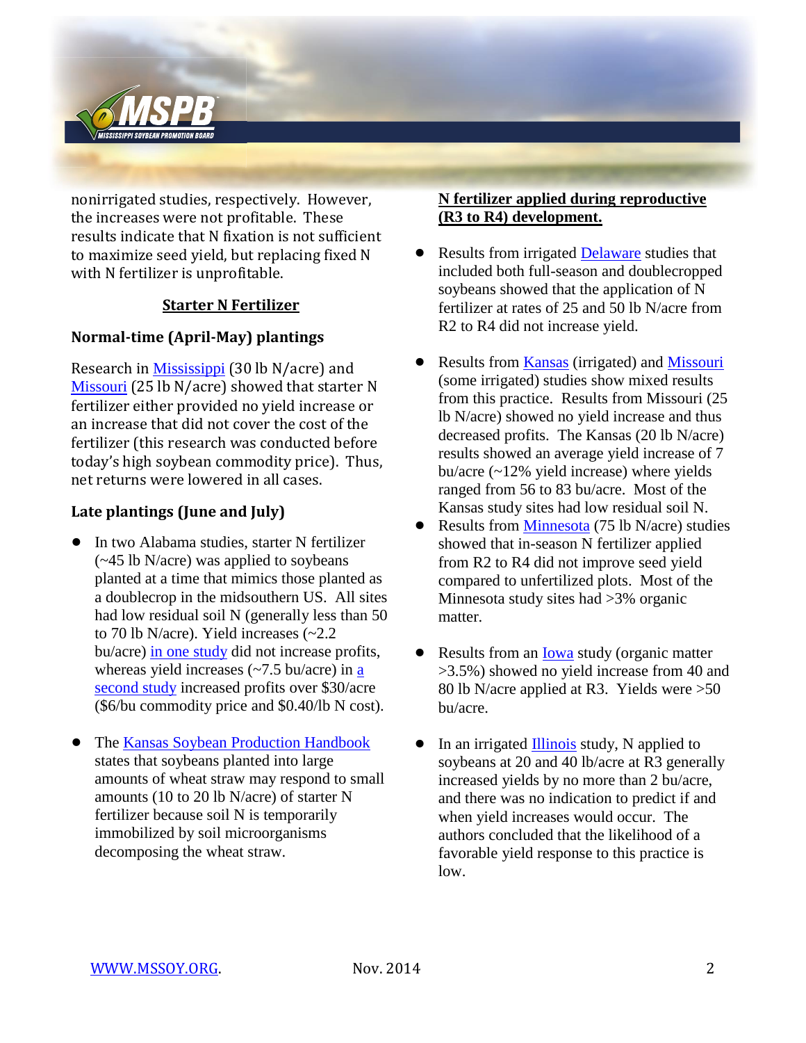nonirrigated studies, respectively. However, the increases were not profitable. These results indicate that N fixation is not sufficient to maximize seed yield, but replacing fixed N with N fertilizer is unprofitable.

## Starter N Fertilizer

### Normal-time (April-May) plantings

Research in Mississippi (30 lb N/acre) and Missouri (25 lb N/acre) showed that starter N fertilizer either provided no yield increase or an increase that did not cover the cost of the fertilizer (this research was conducted before today's high soybean commodity price). Thus, net returns were lowered in all cases.

### Late plantings (June and July)

- In two Alabama studies, starter N fertilizer (~45 lb N/acre) was applied to soybeans planted at a time that mimics those planted as a doublecrop in the midsouthern US. All sites had low residual soil N (generally less than 50 to 70 lb N/acre). Yield increases (~2.2 bu/acre) in one study did not increase profits, whereas yield increases (~7.5 bu/acre) in a second study increased profits over $30/acre ($6/bu commodity price and $0.40/lb N cost).

- The Kansas Soybean Production Handbook states that soybeans planted into large amounts of wheat straw may respond to small amounts (10 to 20 lb N/acre) of starter N fertilizer because soil N is temporarily immobilized by soil microorganisms decomposing the wheat straw.

## N fertilizer applied during reproductive (R3 to R4) development.

- Results from irrigated Delaware studies that included both full-season and doublecropped soybeans showed that the application of N fertilizer at rates of 25 and 50 lb N/acre from R2 to R4 did not increase yield.

- Results from Kansas (irrigated) and Missouri (some irrigated) studies show mixed results from this practice. Results from Missouri (25 lb N/acre) showed no yield increase and thus decreased profits. The Kansas (20 lb N/acre) results showed an average yield increase of 7 bu/acre (~12% yield increase) where yields ranged from 56 to 83 bu/acre. Most of the Kansas study sites had low residual soil N.
- Results from Minnesota (75 lb N/acre) studies showed that in-season N fertilizer applied from R2 to R4 did not improve seed yield compared to unfertilized plots. Most of the Minnesota study sites had >3% organic matter.

- Results from an Iowa study (organic matter >3.5%) showed no yield increase from 40 and 80 lb N/acre applied at R3. Yields were >50 bu/acre.

- In an irrigated Illinois study, N applied to soybeans at 20 and 40 lb/acre at R3 generally increased yields by no more than 2 bu/acre, and there was no indication to predict if and when yield increases would occur. The authors concluded that the likelihood of a favorable yield response to this practice is low.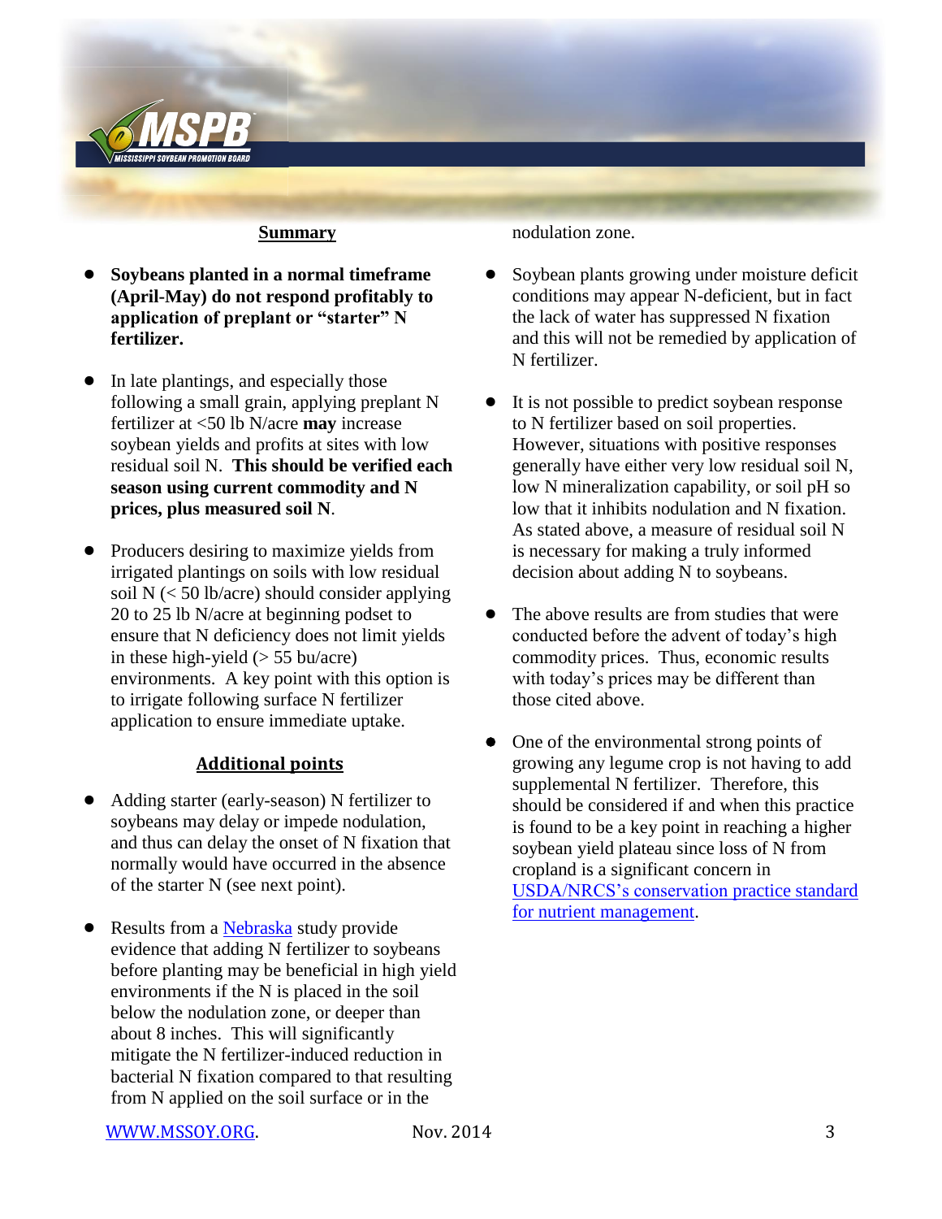## Summary

- **Soybeans planted in a normal timeframe (April-May) do not respond profitably to application of preplant or "starter" N fertilizer.**

- In late plantings, and especially those following a small grain, applying preplant N fertilizer at <50 lb N/acre **may** increase soybean yields and profits at sites with low residual soil N. **This should be verified each season using current commodity and N prices, plus measured soil N**.

- Producers desiring to maximize yields from irrigated plantings on soils with low residual soil N (< 50 lb/acre) should consider applying 20 to 25 lb N/acre at beginning podset to ensure that N deficiency does not limit yields in these high-yield (> 55 bu/acre) environments. A key point with this option is to irrigate following surface N fertilizer application to ensure immediate uptake.

## Additional points

- Adding starter (early-season) N fertilizer to soybeans may delay or impede nodulation, and thus can delay the onset of N fixation that normally would have occurred in the absence of the starter N (see next point).

- Results from a [Nebraska]() study provide evidence that adding N fertilizer to soybeans before planting may be beneficial in high yield environments if the N is placed in the soil below the nodulation zone, or deeper than about 8 inches. This will significantly mitigate the N fertilizer-induced reduction in bacterial N fixation compared to that resulting from N applied on the soil surface or in the nodulation zone.

- Soybean plants growing under moisture deficit conditions may appear N-deficient, but in fact the lack of water has suppressed N fixation and this will not be remedied by application of N fertilizer.

- It is not possible to predict soybean response to N fertilizer based on soil properties. However, situations with positive responses generally have either very low residual soil N, low N mineralization capability, or soil pH so low that it inhibits nodulation and N fixation. As stated above, a measure of residual soil N is necessary for making a truly informed decision about adding N to soybeans.

- The above results are from studies that were conducted before the advent of today's high commodity prices. Thus, economic results with today's prices may be different than those cited above.

- One of the environmental strong points of growing any legume crop is not having to add supplemental N fertilizer. Therefore, this should be considered if and when this practice is found to be a key point in reaching a higher soybean yield plateau since loss of N from cropland is a significant concern in [USDA/NRCS's conservation practice standard for nutrient management]().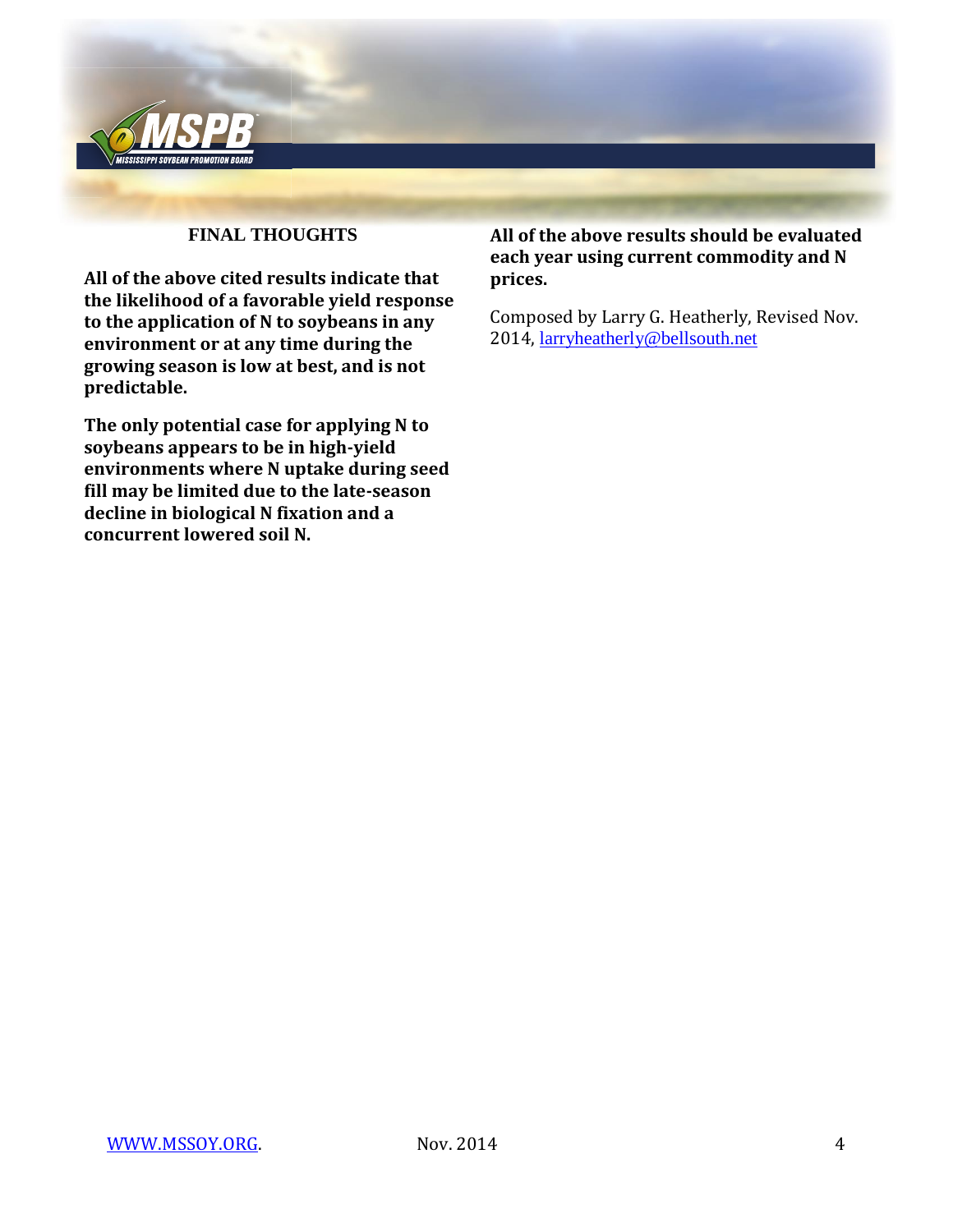## FINAL THOUGHTS

**All of the above cited results indicate that the likelihood of a favorable yield response to the application of N to soybeans in any environment or at any time during the growing season is low at best, and is not predictable.**

**The only potential case for applying N to soybeans appears to be in high-yield environments where N uptake during seed fill may be limited due to the late-season decline in biological N fixation and a concurrent lowered soil N.**

**All of the above results should be evaluated each year using current commodity and N prices.**

Composed by Larry G. Heatherly, Revised Nov. 2014, larryheatherly@bellsouth.net